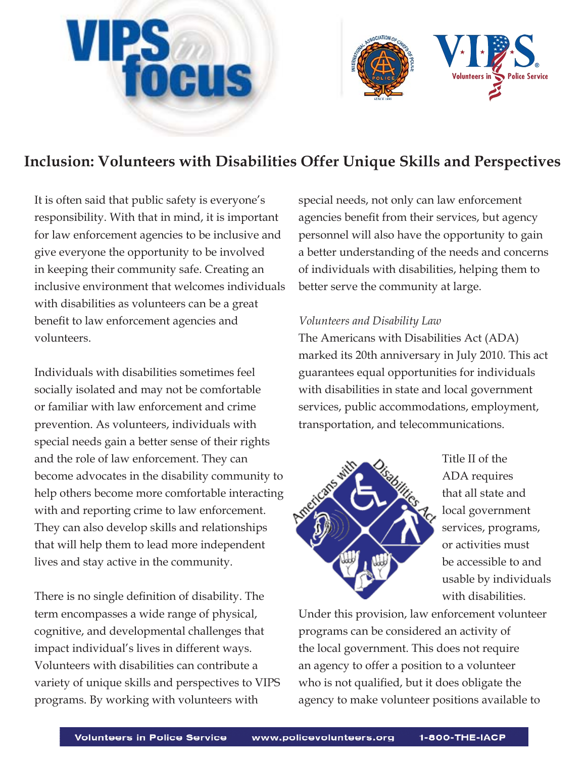# VIPS in focus

## Inclusion: Volunteers with Disabilities Offer Unique Skills and Perspectives

It is often said that public safety is everyone's responsibility. With that in mind, it is important for law enforcement agencies to be inclusive and give everyone the opportunity to be involved in keeping their community safe. Creating an inclusive environment that welcomes individuals with disabilities as volunteers can be a great benefit to law enforcement agencies and volunteers.

Individuals with disabilities sometimes feel socially isolated and may not be comfortable or familiar with law enforcement and crime prevention. As volunteers, individuals with special needs gain a better sense of their rights and the role of law enforcement. They can become advocates in the disability community to help others become more comfortable interacting with and reporting crime to law enforcement. They can also develop skills and relationships that will help them to lead more independent lives and stay active in the community.

There is no single definition of disability. The term encompasses a wide range of physical, cognitive, and developmental challenges that impact individual's lives in different ways. Volunteers with disabilities can contribute a variety of unique skills and perspectives to VIPS programs. By working with volunteers with special needs, not only can law enforcement agencies benefit from their services, but agency personnel will also have the opportunity to gain a better understanding of the needs and concerns of individuals with disabilities, helping them to better serve the community at large.

*Volunteers and Disability Law*

The Americans with Disabilities Act (ADA) marked its 20th anniversary in July 2010. This act guarantees equal opportunities for individuals with disabilities in state and local government services, public accommodations, employment, transportation, and telecommunications.

Title II of the ADA requires that all state and local government services, programs, or activities must be accessible to and usable by individuals with disabilities.

Under this provision, law enforcement volunteer programs can be considered an activity of the local government. This does not require an agency to offer a position to a volunteer who is not qualified, but it does obligate the agency to make volunteer positions available to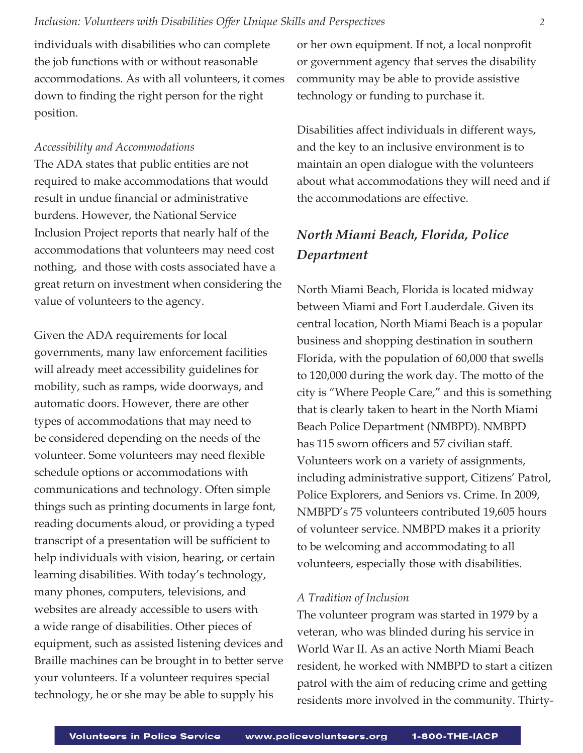individuals with disabilities who can complete the job functions with or without reasonable accommodations. As with all volunteers, it comes down to finding the right person for the right position.

*Accessibility and Accommodations*

The ADA states that public entities are not required to make accommodations that would result in undue financial or administrative burdens. However, the National Service Inclusion Project reports that nearly half of the accommodations that volunteers may need cost nothing, and those with costs associated have a great return on investment when considering the value of volunteers to the agency.

Given the ADA requirements for local governments, many law enforcement facilities will already meet accessibility guidelines for mobility, such as ramps, wide doorways, and automatic doors. However, there are other types of accommodations that may need to be considered depending on the needs of the volunteer. Some volunteers may need flexible schedule options or accommodations with communications and technology. Often simple things such as printing documents in large font, reading documents aloud, or providing a typed transcript of a presentation will be sufficient to help individuals with vision, hearing, or certain learning disabilities. With today's technology, many phones, computers, televisions, and websites are already accessible to users with a wide range of disabilities. Other pieces of equipment, such as assisted listening devices and Braille machines can be brought in to better serve your volunteers. If a volunteer requires special technology, he or she may be able to supply his or her own equipment. If not, a local nonprofit or government agency that serves the disability community may be able to provide assistive technology or funding to purchase it.

Disabilities affect individuals in different ways, and the key to an inclusive environment is to maintain an open dialogue with the volunteers about what accommodations they will need and if the accommodations are effective.

## *North Miami Beach, Florida, Police Department*

North Miami Beach, Florida is located midway between Miami and Fort Lauderdale. Given its central location, North Miami Beach is a popular business and shopping destination in southern Florida, with the population of 60,000 that swells to 120,000 during the work day. The motto of the city is "Where People Care," and this is something that is clearly taken to heart in the North Miami Beach Police Department (NMBPD). NMBPD has 115 sworn officers and 57 civilian staff. Volunteers work on a variety of assignments, including administrative support, Citizens' Patrol, Police Explorers, and Seniors vs. Crime. In 2009, NMBPD's 75 volunteers contributed 19,605 hours of volunteer service. NMBPD makes it a priority to be welcoming and accommodating to all volunteers, especially those with disabilities.

*A Tradition of Inclusion*

The volunteer program was started in 1979 by a veteran, who was blinded during his service in World War II. As an active North Miami Beach resident, he worked with NMBPD to start a citizen patrol with the aim of reducing crime and getting residents more involved in the community. Thirty-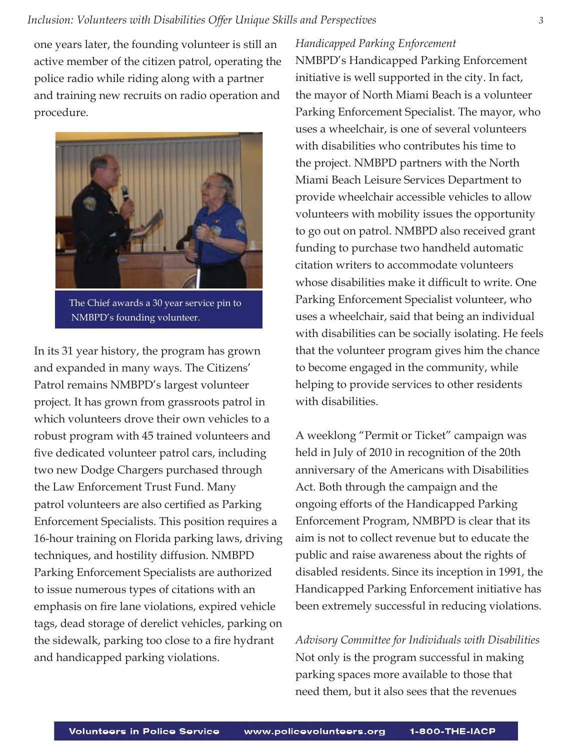one years later, the founding volunteer is still an active member of the citizen patrol, operating the police radio while riding along with a partner and training new recruits on radio operation and procedure.

The Chief awards a 30 year service pin to NMBPD's founding volunteer.

In its 31 year history, the program has grown and expanded in many ways. The Citizens' Patrol remains NMBPD's largest volunteer project. It has grown from grassroots patrol in which volunteers drove their own vehicles to a robust program with 45 trained volunteers and five dedicated volunteer patrol cars, including two new Dodge Chargers purchased through the Law Enforcement Trust Fund. Many patrol volunteers are also certified as Parking Enforcement Specialists. This position requires a 16-hour training on Florida parking laws, driving techniques, and hostility diffusion. NMBPD Parking Enforcement Specialists are authorized to issue numerous types of citations with an emphasis on fire lane violations, expired vehicle tags, dead storage of derelict vehicles, parking on the sidewalk, parking too close to a fire hydrant and handicapped parking violations.

*Handicapped Parking Enforcement*

NMBPD's Handicapped Parking Enforcement initiative is well supported in the city. In fact, the mayor of North Miami Beach is a volunteer Parking Enforcement Specialist. The mayor, who uses a wheelchair, is one of several volunteers with disabilities who contributes his time to the project. NMBPD partners with the North Miami Beach Leisure Services Department to provide wheelchair accessible vehicles to allow volunteers with mobility issues the opportunity to go out on patrol. NMBPD also received grant funding to purchase two handheld automatic citation writers to accommodate volunteers whose disabilities make it difficult to write. One Parking Enforcement Specialist volunteer, who uses a wheelchair, said that being an individual with disabilities can be socially isolating. He feels that the volunteer program gives him the chance to become engaged in the community, while helping to provide services to other residents with disabilities.

A weeklong "Permit or Ticket" campaign was held in July of 2010 in recognition of the 20th anniversary of the Americans with Disabilities Act. Both through the campaign and the ongoing efforts of the Handicapped Parking Enforcement Program, NMBPD is clear that its aim is not to collect revenue but to educate the public and raise awareness about the rights of disabled residents. Since its inception in 1991, the Handicapped Parking Enforcement initiative has been extremely successful in reducing violations.

*Advisory Committee for Individuals with Disabilities*

Not only is the program successful in making parking spaces more available to those that need them, but it also sees that the revenues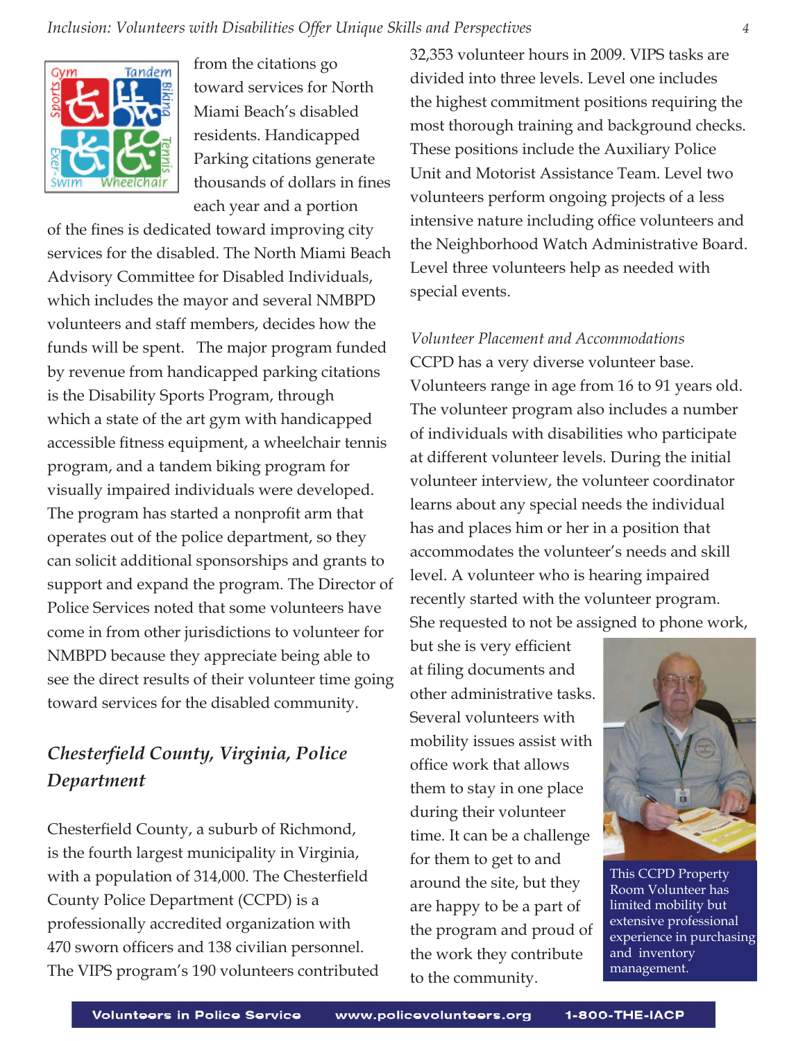from the citations go toward services for North Miami Beach's disabled residents. Handicapped Parking citations generate thousands of dollars in fines each year and a portion of the fines is dedicated toward improving city services for the disabled. The North Miami Beach Advisory Committee for Disabled Individuals, which includes the mayor and several NMBPD volunteers and staff members, decides how the funds will be spent. The major program funded by revenue from handicapped parking citations is the Disability Sports Program, through which a state of the art gym with handicapped accessible fitness equipment, a wheelchair tennis program, and a tandem biking program for visually impaired individuals were developed. The program has started a nonprofit arm that operates out of the police department, so they can solicit additional sponsorships and grants to support and expand the program. The Director of Police Services noted that some volunteers have come in from other jurisdictions to volunteer for NMBPD because they appreciate being able to see the direct results of their volunteer time going toward services for the disabled community.

## *Chesterfield County, Virginia, Police Department*

Chesterfield County, a suburb of Richmond, is the fourth largest municipality in Virginia, with a population of 314,000. The Chesterfield County Police Department (CCPD) is a professionally accredited organization with 470 sworn officers and 138 civilian personnel. The VIPS program's 190 volunteers contributed 32,353 volunteer hours in 2009. VIPS tasks are divided into three levels. Level one includes the highest commitment positions requiring the most thorough training and background checks. These positions include the Auxiliary Police Unit and Motorist Assistance Team. Level two volunteers perform ongoing projects of a less intensive nature including office volunteers and the Neighborhood Watch Administrative Board. Level three volunteers help as needed with special events.

*Volunteer Placement and Accommodations*

CCPD has a very diverse volunteer base. Volunteers range in age from 16 to 91 years old. The volunteer program also includes a number of individuals with disabilities who participate at different volunteer levels. During the initial volunteer interview, the volunteer coordinator learns about any special needs the individual has and places him or her in a position that accommodates the volunteer's needs and skill level. A volunteer who is hearing impaired recently started with the volunteer program. She requested to not be assigned to phone work, but she is very efficient at filing documents and other administrative tasks. Several volunteers with mobility issues assist with office work that allows them to stay in one place during their volunteer time. It can be a challenge for them to get to and around the site, but they are happy to be a part of the program and proud of the work they contribute to the community.

This CCPD Property Room Volunteer has limited mobility but extensive professional experience in purchasing and inventory management.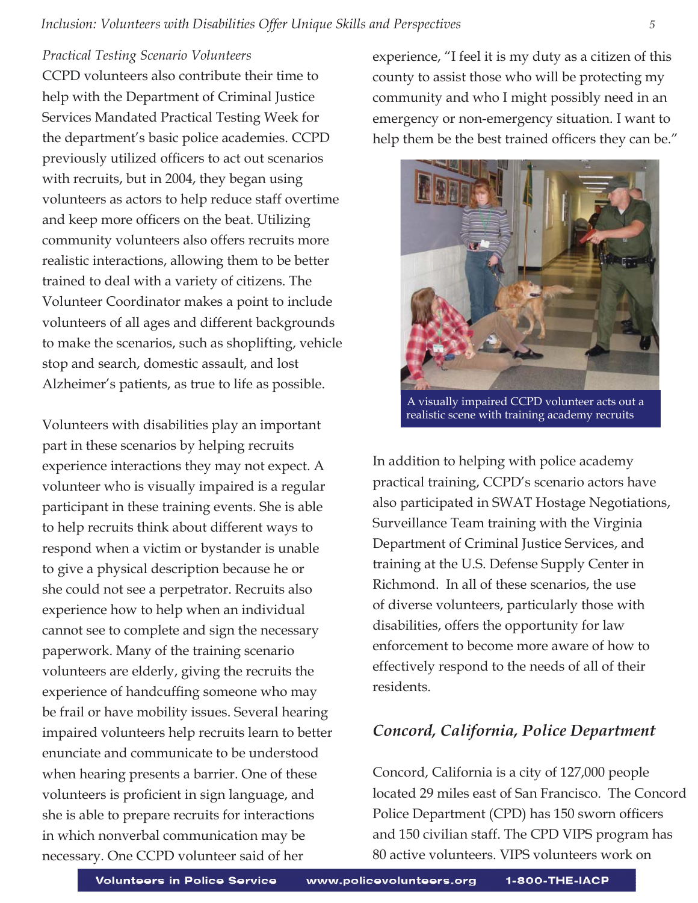*Practical Testing Scenario Volunteers*

CCPD volunteers also contribute their time to help with the Department of Criminal Justice Services Mandated Practical Testing Week for the department's basic police academies. CCPD previously utilized officers to act out scenarios with recruits, but in 2004, they began using volunteers as actors to help reduce staff overtime and keep more officers on the beat. Utilizing community volunteers also offers recruits more realistic interactions, allowing them to be better trained to deal with a variety of citizens. The Volunteer Coordinator makes a point to include volunteers of all ages and different backgrounds to make the scenarios, such as shoplifting, vehicle stop and search, domestic assault, and lost Alzheimer's patients, as true to life as possible.

Volunteers with disabilities play an important part in these scenarios by helping recruits experience interactions they may not expect. A volunteer who is visually impaired is a regular participant in these training events. She is able to help recruits think about different ways to respond when a victim or bystander is unable to give a physical description because he or she could not see a perpetrator. Recruits also experience how to help when an individual cannot see to complete and sign the necessary paperwork. Many of the training scenario volunteers are elderly, giving the recruits the experience of handcuffing someone who may be frail or have mobility issues. Several hearing impaired volunteers help recruits learn to better enunciate and communicate to be understood when hearing presents a barrier. One of these volunteers is proficient in sign language, and she is able to prepare recruits for interactions in which nonverbal communication may be necessary. One CCPD volunteer said of her experience, "I feel it is my duty as a citizen of this county to assist those who will be protecting my community and who I might possibly need in an emergency or non-emergency situation. I want to help them be the best trained officers they can be."

A visually impaired CCPD volunteer acts out a realistic scene with training academy recruits

In addition to helping with police academy practical training, CCPD's scenario actors have also participated in SWAT Hostage Negotiations, Surveillance Team training with the Virginia Department of Criminal Justice Services, and training at the U.S. Defense Supply Center in Richmond. In all of these scenarios, the use of diverse volunteers, particularly those with disabilities, offers the opportunity for law enforcement to become more aware of how to effectively respond to the needs of all of their residents.

## *Concord, California, Police Department*

Concord, California is a city of 127,000 people located 29 miles east of San Francisco. The Concord Police Department (CPD) has 150 sworn officers and 150 civilian staff. The CPD VIPS program has 80 active volunteers. VIPS volunteers work on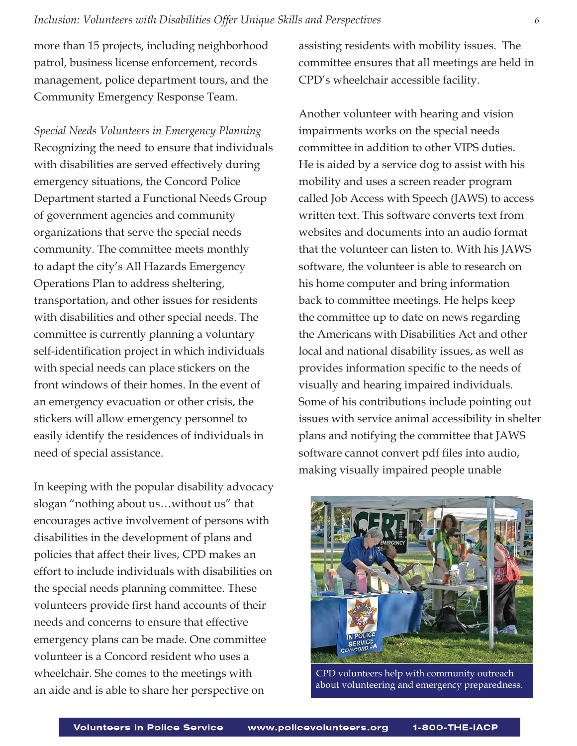more than 15 projects, including neighborhood patrol, business license enforcement, records management, police department tours, and the Community Emergency Response Team.

*Special Needs Volunteers in Emergency Planning*

Recognizing the need to ensure that individuals with disabilities are served effectively during emergency situations, the Concord Police Department started a Functional Needs Group of government agencies and community organizations that serve the special needs community. The committee meets monthly to adapt the city's All Hazards Emergency Operations Plan to address sheltering, transportation, and other issues for residents with disabilities and other special needs. The committee is currently planning a voluntary self-identification project in which individuals with special needs can place stickers on the front windows of their homes. In the event of an emergency evacuation or other crisis, the stickers will allow emergency personnel to easily identify the residences of individuals in need of special assistance.

In keeping with the popular disability advocacy slogan "nothing about us…without us" that encourages active involvement of persons with disabilities in the development of plans and policies that affect their lives, CPD makes an effort to include individuals with disabilities on the special needs planning committee. These volunteers provide first hand accounts of their needs and concerns to ensure that effective emergency plans can be made. One committee volunteer is a Concord resident who uses a wheelchair. She comes to the meetings with an aide and is able to share her perspective on assisting residents with mobility issues. The committee ensures that all meetings are held in CPD's wheelchair accessible facility.

Another volunteer with hearing and vision impairments works on the special needs committee in addition to other VIPS duties. He is aided by a service dog to assist with his mobility and uses a screen reader program called Job Access with Speech (JAWS) to access written text. This software converts text from websites and documents into an audio format that the volunteer can listen to. With his JAWS software, the volunteer is able to research on his home computer and bring information back to committee meetings. He helps keep the committee up to date on news regarding the Americans with Disabilities Act and other local and national disability issues, as well as provides information specific to the needs of visually and hearing impaired individuals. Some of his contributions include pointing out issues with service animal accessibility in shelter plans and notifying the committee that JAWS software cannot convert pdf files into audio, making visually impaired people unable

CPD volunteers help with community outreach about volunteering and emergency preparedness.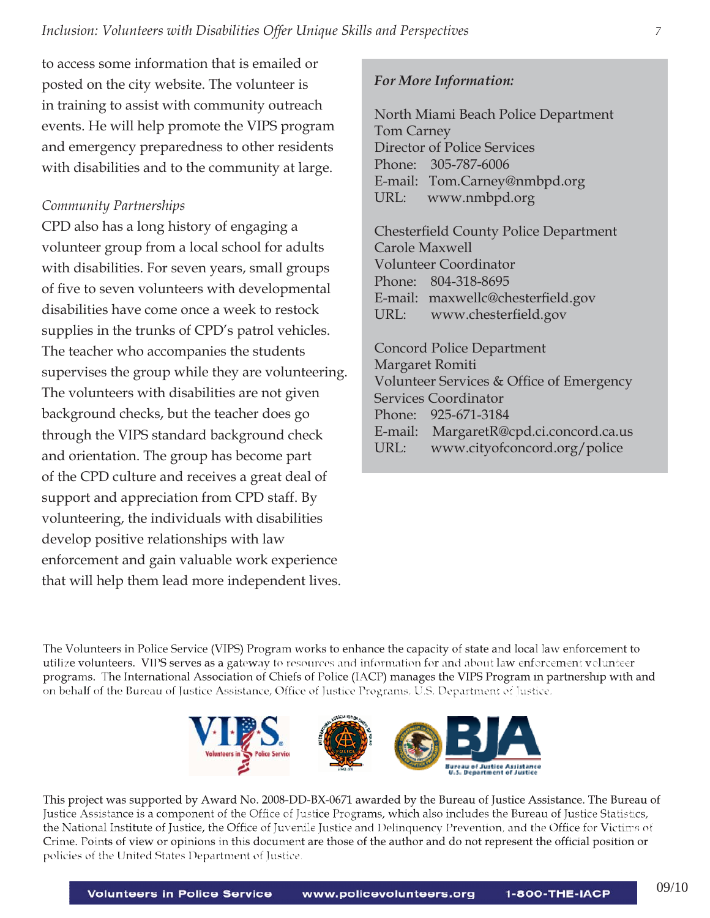to access some information that is emailed or posted on the city website. The volunteer is in training to assist with community outreach events. He will help promote the VIPS program and emergency preparedness to other residents with disabilities and to the community at large.

*Community Partnerships*

CPD also has a long history of engaging a volunteer group from a local school for adults with disabilities. For seven years, small groups of five to seven volunteers with developmental disabilities have come once a week to restock supplies in the trunks of CPD's patrol vehicles. The teacher who accompanies the students supervises the group while they are volunteering. The volunteers with disabilities are not given background checks, but the teacher does go through the VIPS standard background check and orientation. The group has become part of the CPD culture and receives a great deal of support and appreciation from CPD staff. By volunteering, the individuals with disabilities develop positive relationships with law enforcement and gain valuable work experience that will help them lead more independent lives.

***For More Information:***

North Miami Beach Police Department
Tom Carney
Director of Police Services
Phone: 305-787-6006
E-mail: Tom.Carney@nmbpd.org
URL: www.nmbpd.org

Chesterfield County Police Department
Carole Maxwell
Volunteer Coordinator
Phone: 804-318-8695
E-mail: maxwellc@chesterfield.gov
URL: www.chesterfield.gov

Concord Police Department
Margaret Romiti
Volunteer Services & Office of Emergency Services Coordinator
Phone: 925-671-3184
E-mail: MargaretR@cpd.ci.concord.ca.us
URL: www.cityofconcord.org/police

The Volunteers in Police Service (VIPS) Program works to enhance the capacity of state and local law enforcement to utilize volunteers. VIPS serves as a gateway to resources and information for and about law enforcement volunteer programs. The International Association of Chiefs of Police (IACP) manages the VIPS Program in partnership with and on behalf of the Bureau of Justice Assistance, Office of Justice Programs, U.S. Department of Justice.

This project was supported by Award No. 2008-DD-BX-0671 awarded by the Bureau of Justice Assistance. The Bureau of Justice Assistance is a component of the Office of Justice Programs, which also includes the Bureau of Justice Statistics, the National Institute of Justice, the Office of Juvenile Justice and Delinquency Prevention, and the Office for Victims of Crime. Points of view or opinions in this document are those of the author and do not represent the official position or policies of the United States Department of Justice.

Volunteers in Police Service www.policevolunteers.org 1-800-THE-IACP

09/10